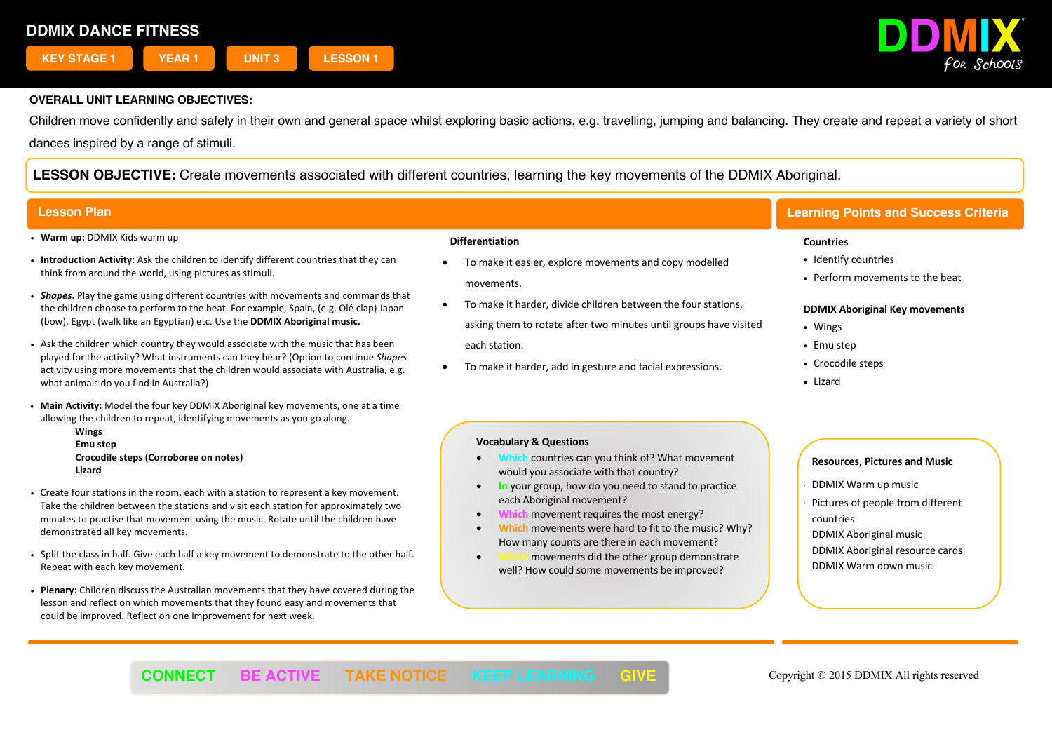# DDMIX DANCE FITNESS

KEY STAGE 1 | YEAR 1 | UNIT 3 | LESSON 1

DDMIX for Schools

**OVERALL UNIT LEARNING OBJECTIVES:**

Children move confidently and safely in their own and general space whilst exploring basic actions, e.g. travelling, jumping and balancing. They create and repeat a variety of short dances inspired by a range of stimuli.

**LESSON OBJECTIVE:** Create movements associated with different countries, learning the key movements of the DDMIX Aboriginal.

## Lesson Plan

- **Warm up:** DDMIX Kids warm up
- **Introduction Activity:** Ask the children to identify different countries that they can think from around the world, using pictures as stimuli.
- ***Shapes.*** Play the game using different countries with movements and commands that the children choose to perform to the beat. For example, Spain, (e.g. Olé clap) Japan (bow), Egypt (walk like an Egyptian) etc. Use the **DDMIX Aboriginal music.**
- Ask the children which country they would associate with the music that has been played for the activity? What instruments can they hear? (Option to continue *Shapes* activity using more movements that the children would associate with Australia, e.g. what animals do you find in Australia?).
- **Main Activity:** Model the four key DDMIX Aboriginal key movements, one at a time allowing the children to repeat, identifying movements as you go along.
  - **Wings**
  - **Emu step**
  - **Crocodile steps (Corroboree on notes)**
  - **Lizard**
- Create four stations in the room, each with a station to represent a key movement. Take the children between the stations and visit each station for approximately two minutes to practise that movement using the music. Rotate until the children have demonstrated all key movements.
- Split the class in half. Give each half a key movement to demonstrate to the other half. Repeat with each key movement.
- **Plenary:** Children discuss the Australian movements that they have covered during the lesson and reflect on which movements that they found easy and movements that could be improved. Reflect on one improvement for next week.

**Differentiation**

- To make it easier, explore movements and copy modelled movements.
- To make it harder, divide children between the four stations, asking them to rotate after two minutes until groups have visited each station.
- To make it harder, add in gesture and facial expressions.

**Vocabulary & Questions**

- Which countries can you think of? What movement would you associate with that country?
- In your group, how do you need to stand to practice each Aboriginal movement?
- Which movement requires the most energy?
- Which movements were hard to fit to the music? Why? How many counts are there in each movement?
- Which movements did the other group demonstrate well? How could some movements be improved?

## Learning Points and Success Criteria

**Countries**

- Identify countries
- Perform movements to the beat

**DDMIX Aboriginal Key movements**

- Wings
- Emu step
- Crocodile steps
- Lizard

**Resources, Pictures and Music**

- DDMIX Warm up music
- Pictures of people from different countries
- DDMIX Aboriginal music
- DDMIX Aboriginal resource cards
- DDMIX Warm down music

CONNECT | BE ACTIVE | TAKE NOTICE | KEEP LEARNING | GIVE

Copyright © 2015 DDMIX All rights reserved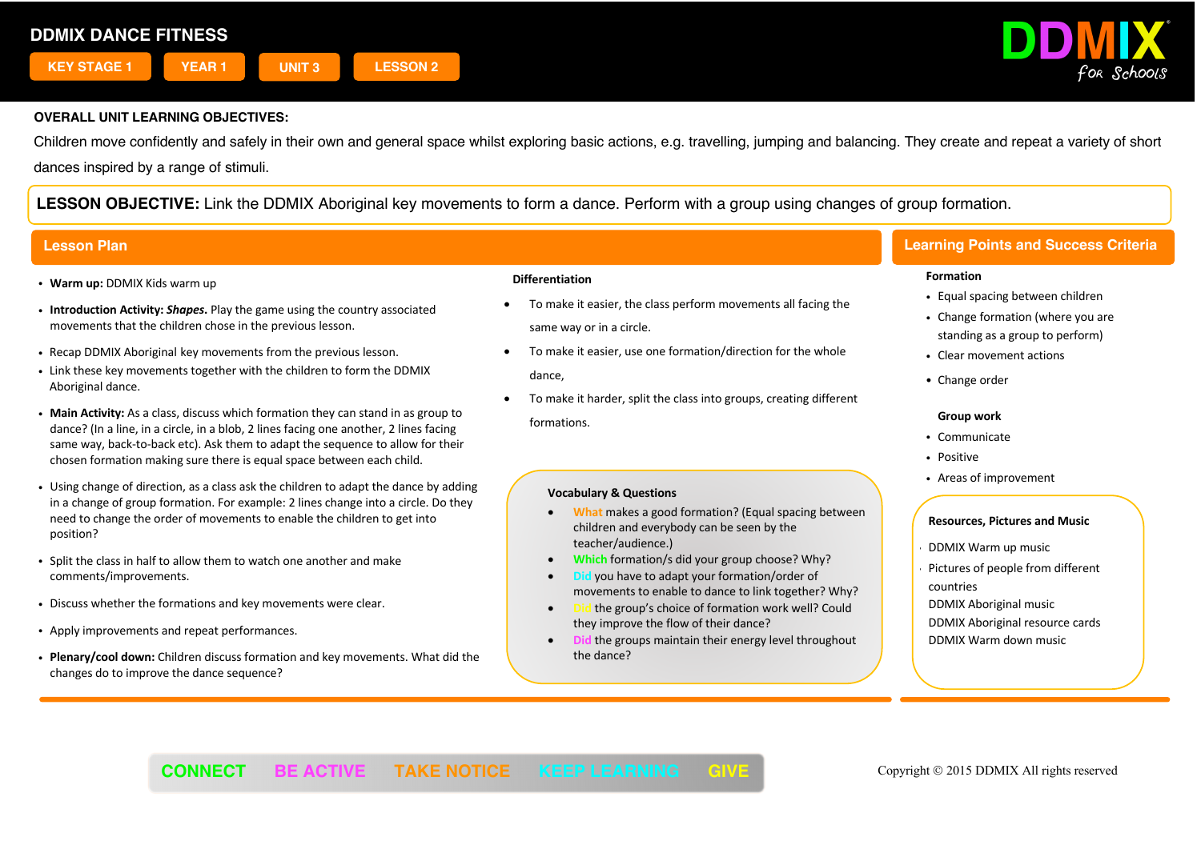# DDMIX DANCE FITNESS

KEY STAGE 1 | YEAR 1 | UNIT 3 | LESSON 2

DDMIX for Schools

**OVERALL UNIT LEARNING OBJECTIVES:**

Children move confidently and safely in their own and general space whilst exploring basic actions, e.g. travelling, jumping and balancing. They create and repeat a variety of short dances inspired by a range of stimuli.

**LESSON OBJECTIVE:** Link the DDMIX Aboriginal key movements to form a dance. Perform with a group using changes of group formation.

## Lesson Plan

- **Warm up:** DDMIX Kids warm up
- **Introduction Activity:** ***Shapes.*** Play the game using the country associated movements that the children chose in the previous lesson.
- Recap DDMIX Aboriginal key movements from the previous lesson.
- Link these key movements together with the children to form the DDMIX Aboriginal dance.
- **Main Activity:** As a class, discuss which formation they can stand in as group to dance? (In a line, in a circle, in a blob, 2 lines facing one another, 2 lines facing same way, back-to-back etc). Ask them to adapt the sequence to allow for their chosen formation making sure there is equal space between each child.
- Using change of direction, as a class ask the children to adapt the dance by adding in a change of group formation. For example: 2 lines change into a circle. Do they need to change the order of movements to enable the children to get into position?
- Split the class in half to allow them to watch one another and make comments/improvements.
- Discuss whether the formations and key movements were clear.
- Apply improvements and repeat performances.
- **Plenary/cool down:** Children discuss formation and key movements. What did the changes do to improve the dance sequence?

### Differentiation

- To make it easier, the class perform movements all facing the same way or in a circle.
- To make it easier, use one formation/direction for the whole dance,
- To make it harder, split the class into groups, creating different formations.

### Vocabulary & Questions

- What makes a good formation? (Equal spacing between children and everybody can be seen by the teacher/audience.)
- Which formation/s did your group choose? Why?
- Did you have to adapt your formation/order of movements to enable to dance to link together? Why?
- Did the group's choice of formation work well? Could they improve the flow of their dance?
- Did the groups maintain their energy level throughout the dance?

## Learning Points and Success Criteria

**Formation**

- Equal spacing between children
- Change formation (where you are standing as a group to perform)
- Clear movement actions
- Change order

**Group work**

- Communicate
- Positive
- Areas of improvement

### Resources, Pictures and Music

- DDMIX Warm up music
- Pictures of people from different countries
- DDMIX Aboriginal music
- DDMIX Aboriginal resource cards
- DDMIX Warm down music

CONNECT BE ACTIVE TAKE NOTICE KEEP LEARNING GIVE

Copyright © 2015 DDMIX All rights reserved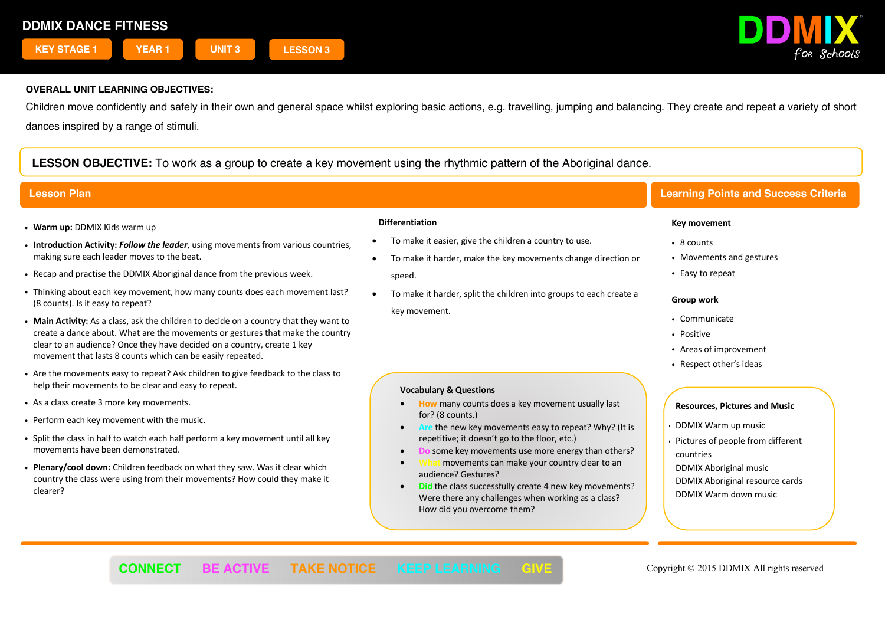# DDMIX DANCE FITNESS

KEY STAGE 1 | YEAR 1 | UNIT 3 | LESSON 3

DDMIX for Schools

**OVERALL UNIT LEARNING OBJECTIVES:**

Children move confidently and safely in their own and general space whilst exploring basic actions, e.g. travelling, jumping and balancing. They create and repeat a variety of short dances inspired by a range of stimuli.

**LESSON OBJECTIVE:** To work as a group to create a key movement using the rhythmic pattern of the Aboriginal dance.

## Lesson Plan

- **Warm up:** DDMIX Kids warm up
- **Introduction Activity:** ***Follow the leader***, using movements from various countries, making sure each leader moves to the beat.
- Recap and practise the DDMIX Aboriginal dance from the previous week.
- Thinking about each key movement, how many counts does each movement last? (8 counts). Is it easy to repeat?
- **Main Activity:** As a class, ask the children to decide on a country that they want to create a dance about. What are the movements or gestures that make the country clear to an audience? Once they have decided on a country, create 1 key movement that lasts 8 counts which can be easily repeated.
- Are the movements easy to repeat? Ask children to give feedback to the class to help their movements to be clear and easy to repeat.
- As a class create 3 more key movements.
- Perform each key movement with the music.
- Split the class in half to watch each half perform a key movement until all key movements have been demonstrated.
- **Plenary/cool down:** Children feedback on what they saw. Was it clear which country the class were using from their movements? How could they make it clearer?

**Differentiation**

- To make it easier, give the children a country to use.
- To make it harder, make the key movements change direction or speed.
- To make it harder, split the children into groups to each create a key movement.

**Vocabulary & Questions**

- How many counts does a key movement usually last for? (8 counts.)
- Are the new key movements easy to repeat? Why? (It is repetitive; it doesn't go to the floor, etc.)
- Do some key movements use more energy than others?
- What movements can make your country clear to an audience? Gestures?
- Did the class successfully create 4 new key movements? Were there any challenges when working as a class? How did you overcome them?

## Learning Points and Success Criteria

**Key movement**

- 8 counts
- Movements and gestures
- Easy to repeat

**Group work**

- Communicate
- Positive
- Areas of improvement
- Respect other's ideas

**Resources, Pictures and Music**

- DDMIX Warm up music
- Pictures of people from different countries
- DDMIX Aboriginal music
- DDMIX Aboriginal resource cards
- DDMIX Warm down music

CONNECT | BE ACTIVE | TAKE NOTICE | KEEP LEARNING | GIVE

Copyright © 2015 DDMIX All rights reserved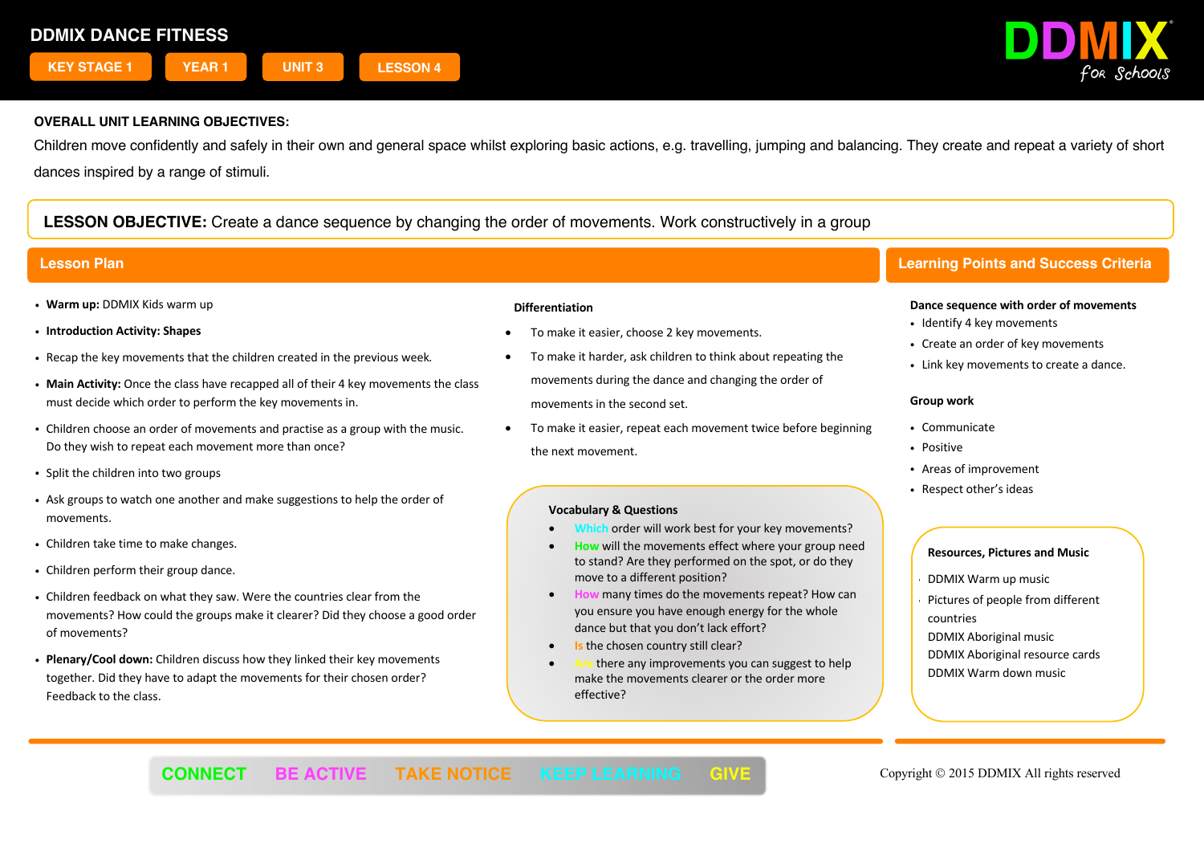# DDMIX DANCE FITNESS

KEY STAGE 1 | YEAR 1 | UNIT 3 | LESSON 4

DDMIX for Schools

**OVERALL UNIT LEARNING OBJECTIVES:**

Children move confidently and safely in their own and general space whilst exploring basic actions, e.g. travelling, jumping and balancing. They create and repeat a variety of short dances inspired by a range of stimuli.

**LESSON OBJECTIVE:** Create a dance sequence by changing the order of movements. Work constructively in a group

## Lesson Plan

- **Warm up:** DDMIX Kids warm up
- **Introduction Activity: Shapes**
- Recap the key movements that the children created in the previous week.
- **Main Activity:** Once the class have recapped all of their 4 key movements the class must decide which order to perform the key movements in.
- Children choose an order of movements and practise as a group with the music. Do they wish to repeat each movement more than once?
- Split the children into two groups
- Ask groups to watch one another and make suggestions to help the order of movements.
- Children take time to make changes.
- Children perform their group dance.
- Children feedback on what they saw. Were the countries clear from the movements? How could the groups make it clearer? Did they choose a good order of movements?
- **Plenary/Cool down:** Children discuss how they linked their key movements together. Did they have to adapt the movements for their chosen order? Feedback to the class.

**Differentiation**

- To make it easier, choose 2 key movements.
- To make it harder, ask children to think about repeating the movements during the dance and changing the order of movements in the second set.
- To make it easier, repeat each movement twice before beginning the next movement.

**Vocabulary & Questions**

- Which order will work best for your key movements?
- How will the movements effect where your group need to stand? Are they performed on the spot, or do they move to a different position?
- How many times do the movements repeat? How can you ensure you have enough energy for the whole dance but that you don't lack effort?
- Is the chosen country still clear?
- Are there any improvements you can suggest to help make the movements clearer or the order more effective?

## Learning Points and Success Criteria

**Dance sequence with order of movements**

- Identify 4 key movements
- Create an order of key movements
- Link key movements to create a dance.

**Group work**

- Communicate
- Positive
- Areas of improvement
- Respect other's ideas

**Resources, Pictures and Music**

- DDMIX Warm up music
- Pictures of people from different countries
- DDMIX Aboriginal music
- DDMIX Aboriginal resource cards
- DDMIX Warm down music

CONNECT BE ACTIVE TAKE NOTICE KEEP LEARNING GIVE

Copyright © 2015 DDMIX All rights reserved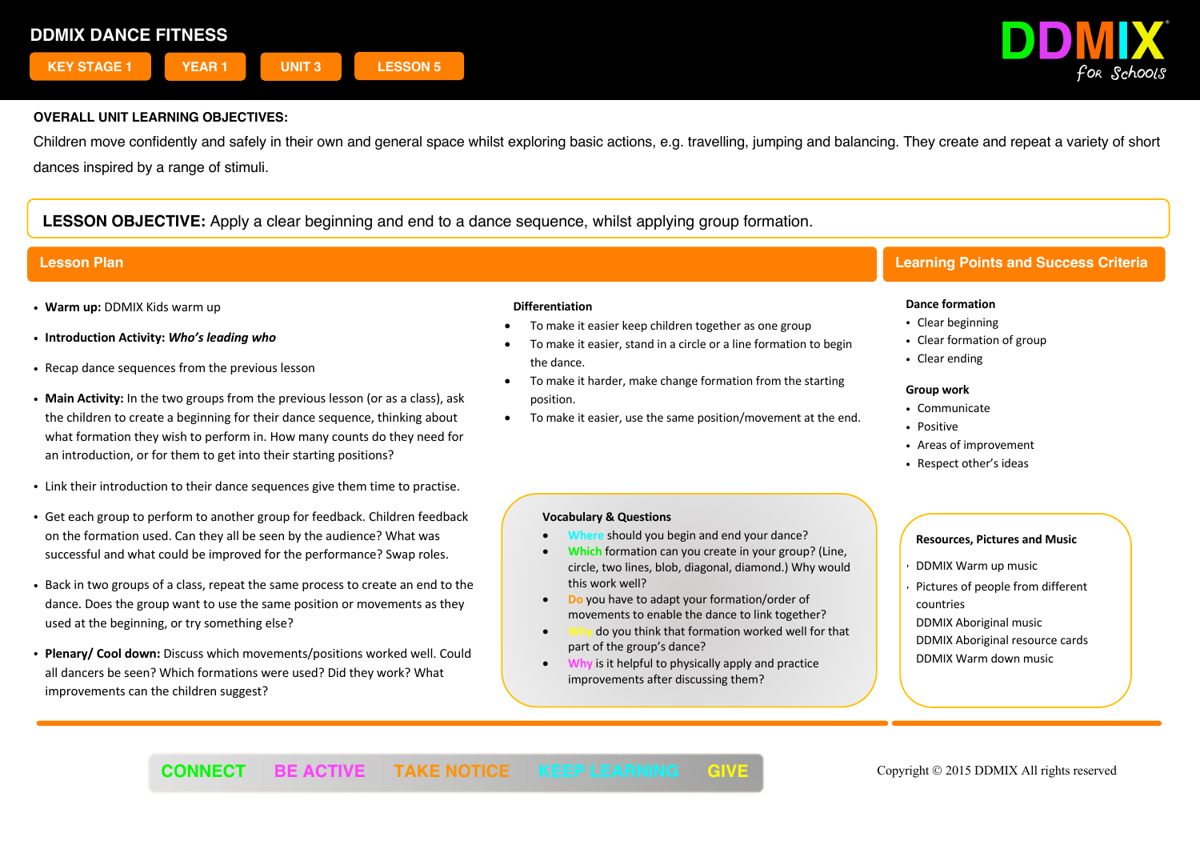# DDMIX DANCE FITNESS

KEY STAGE 1 | YEAR 1 | UNIT 3 | LESSON 5

DDMIX for Schools

**OVERALL UNIT LEARNING OBJECTIVES:**

Children move confidently and safely in their own and general space whilst exploring basic actions, e.g. travelling, jumping and balancing. They create and repeat a variety of short dances inspired by a range of stimuli.

**LESSON OBJECTIVE:** Apply a clear beginning and end to a dance sequence, whilst applying group formation.

## Lesson Plan

- **Warm up:** DDMIX Kids warm up
- **Introduction Activity:** ***Who's leading who***
- Recap dance sequences from the previous lesson
- **Main Activity:** In the two groups from the previous lesson (or as a class), ask the children to create a beginning for their dance sequence, thinking about what formation they wish to perform in. How many counts do they need for an introduction, or for them to get into their starting positions?
- Link their introduction to their dance sequences give them time to practise.
- Get each group to perform to another group for feedback. Children feedback on the formation used. Can they all be seen by the audience? What was successful and what could be improved for the performance? Swap roles.
- Back in two groups of a class, repeat the same process to create an end to the dance. Does the group want to use the same position or movements as they used at the beginning, or try something else?
- **Plenary/ Cool down:** Discuss which movements/positions worked well. Could all dancers be seen? Which formations were used? Did they work? What improvements can the children suggest?

**Differentiation**

- To make it easier keep children together as one group
- To make it easier, stand in a circle or a line formation to begin the dance.
- To make it harder, make change formation from the starting position.
- To make it easier, use the same position/movement at the end.

**Vocabulary & Questions**

- Where should you begin and end your dance?
- Which formation can you create in your group? (Line, circle, two lines, blob, diagonal, diamond.) Why would this work well?
- Do you have to adapt your formation/order of movements to enable the dance to link together?
- Why do you think that formation worked well for that part of the group's dance?
- Why is it helpful to physically apply and practice improvements after discussing them?

## Learning Points and Success Criteria

**Dance formation**

- Clear beginning
- Clear formation of group
- Clear ending

**Group work**

- Communicate
- Positive
- Areas of improvement
- Respect other's ideas

**Resources, Pictures and Music**

- DDMIX Warm up music
- Pictures of people from different countries
- DDMIX Aboriginal music
- DDMIX Aboriginal resource cards
- DDMIX Warm down music

CONNECT BE ACTIVE TAKE NOTICE KEEP LEARNING GIVE

Copyright © 2015 DDMIX All rights reserved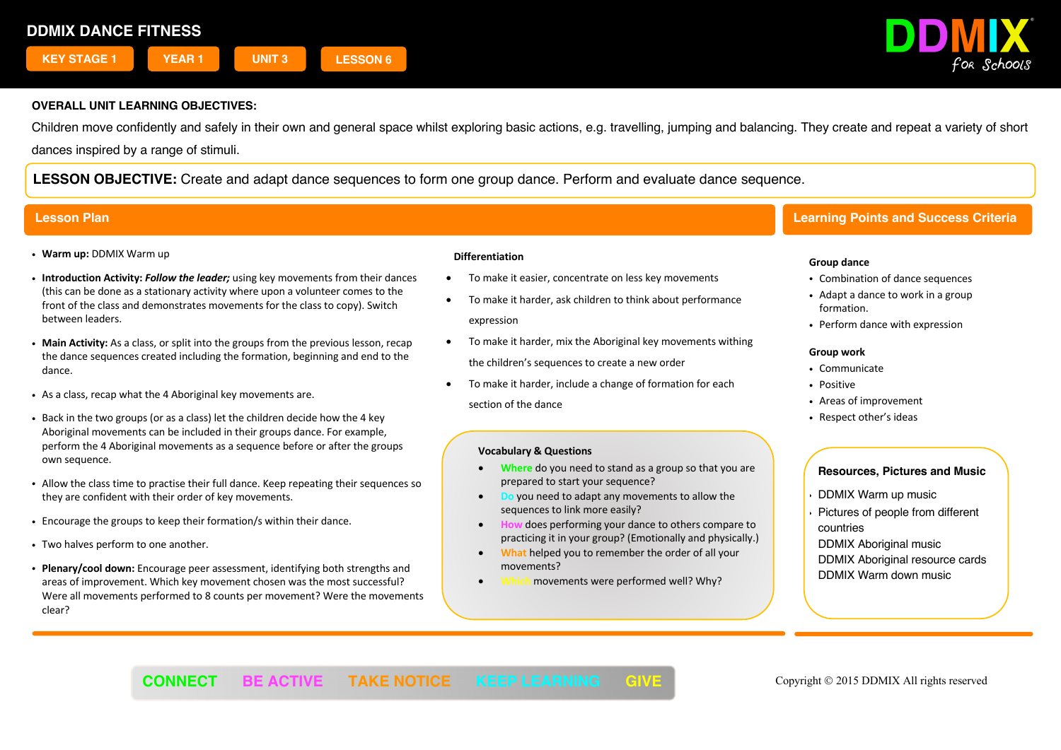# DDMIX DANCE FITNESS

KEY STAGE 1 | YEAR 1 | UNIT 3 | LESSON 6

DDMIX for Schools

**OVERALL UNIT LEARNING OBJECTIVES:**

Children move confidently and safely in their own and general space whilst exploring basic actions, e.g. travelling, jumping and balancing. They create and repeat a variety of short dances inspired by a range of stimuli.

**LESSON OBJECTIVE:** Create and adapt dance sequences to form one group dance. Perform and evaluate dance sequence.

## Lesson Plan

- **Warm up:** DDMIX Warm up
- **Introduction Activity:** ***Follow the leader;*** using key movements from their dances (this can be done as a stationary activity where upon a volunteer comes to the front of the class and demonstrates movements for the class to copy). Switch between leaders.
- **Main Activity:** As a class, or split into the groups from the previous lesson, recap the dance sequences created including the formation, beginning and end to the dance.
- As a class, recap what the 4 Aboriginal key movements are.
- Back in the two groups (or as a class) let the children decide how the 4 key Aboriginal movements can be included in their groups dance. For example, perform the 4 Aboriginal movements as a sequence before or after the groups own sequence.
- Allow the class time to practise their full dance. Keep repeating their sequences so they are confident with their order of key movements.
- Encourage the groups to keep their formation/s within their dance.
- Two halves perform to one another.
- **Plenary/cool down:** Encourage peer assessment, identifying both strengths and areas of improvement. Which key movement chosen was the most successful? Were all movements performed to 8 counts per movement? Were the movements clear?

**Differentiation**

- To make it easier, concentrate on less key movements
- To make it harder, ask children to think about performance expression
- To make it harder, mix the Aboriginal key movements withing the children's sequences to create a new order
- To make it harder, include a change of formation for each section of the dance

**Vocabulary & Questions**

- Where do you need to stand as a group so that you are prepared to start your sequence?
- Do you need to adapt any movements to allow the sequences to link more easily?
- How does performing your dance to others compare to practicing it in your group? (Emotionally and physically.)
- What helped you to remember the order of all your movements?
- Which movements were performed well? Why?

## Learning Points and Success Criteria

**Group dance**

- Combination of dance sequences
- Adapt a dance to work in a group formation.
- Perform dance with expression

**Group work**

- Communicate
- Positive
- Areas of improvement
- Respect other's ideas

**Resources, Pictures and Music**

- DDMIX Warm up music
- Pictures of people from different countries

DDMIX Aboriginal music
DDMIX Aboriginal resource cards
DDMIX Warm down music

CONNECT BE ACTIVE TAKE NOTICE KEEP LEARNING GIVE

Copyright © 2015 DDMIX All rights reserved